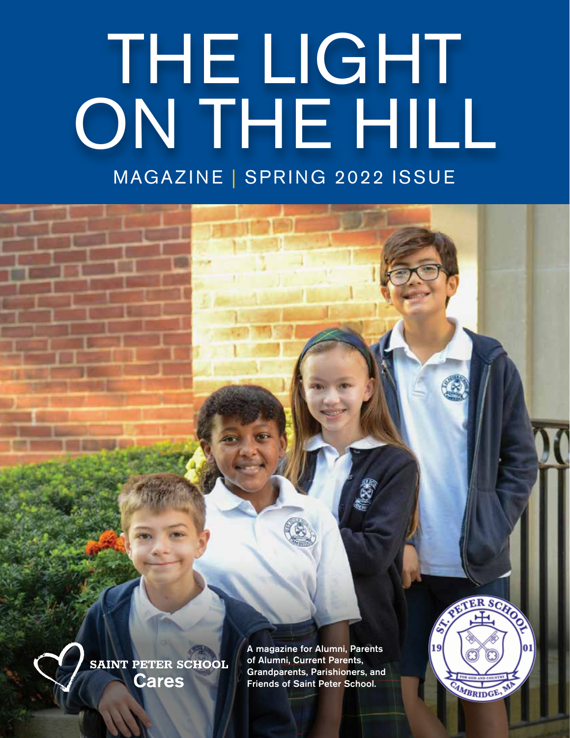# THE LIGHT ON THE HILL

MAGAZINE | SPRING 2022 ISSUE

SAINT PETER SCHOOL **Cares**

A magazine for Alumni, Parents of Alumni, Current Parents, Grandparents, Parishioners, and Friends of Saint Peter School.

ST. PETER SCHOOL 1901 FOR GOD AND COUNTRY CAMBRIDGE, MA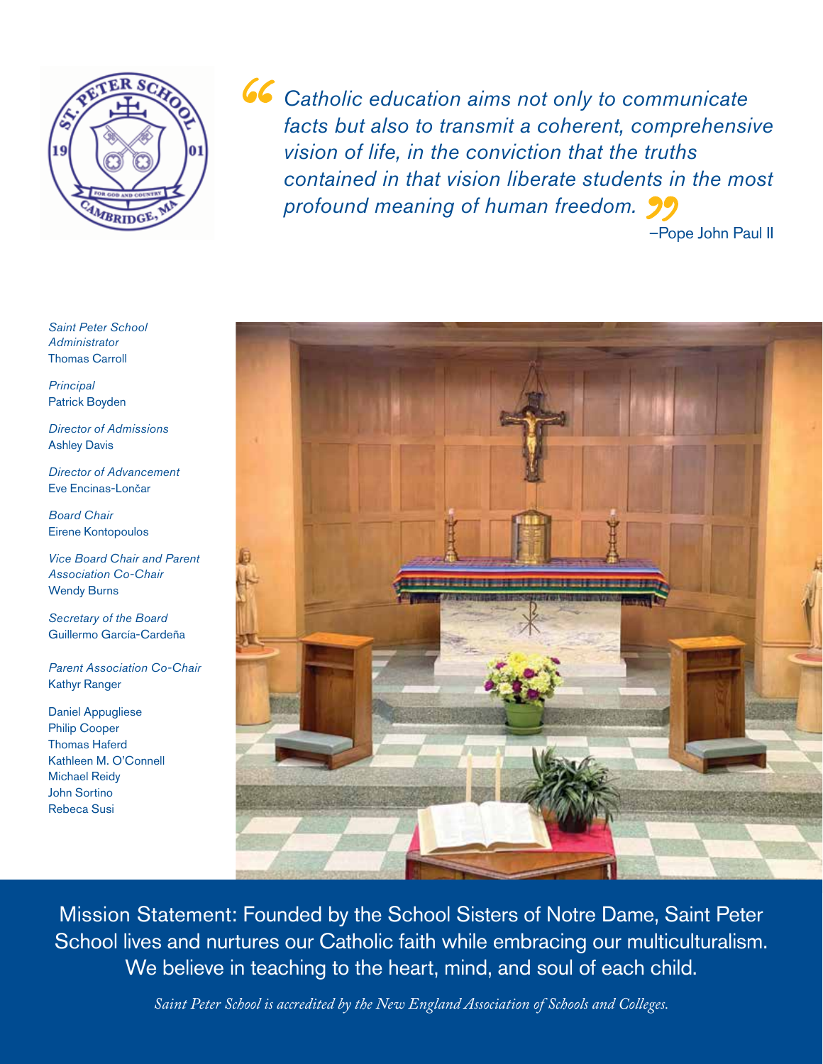> *Catholic education aims not only to communicate facts but also to transmit a coherent, comprehensive vision of life, in the conviction that the truths contained in that vision liberate students in the most profound meaning of human freedom.*
>
> –Pope John Paul II

*Saint Peter School Administrator*
Thomas Carroll

*Principal*
Patrick Boyden

*Director of Admissions*
Ashley Davis

*Director of Advancement*
Eve Encinas-Lončar

*Board Chair*
Eirene Kontopoulos

*Vice Board Chair and Parent Association Co-Chair*
Wendy Burns

*Secretary of the Board*
Guillermo García-Cardeña

*Parent Association Co-Chair*
Kathyr Ranger

Daniel Appugliese
Philip Cooper
Thomas Haferd
Kathleen M. O'Connell
Michael Reidy
John Sortino
Rebeca Susi

Mission Statement: Founded by the School Sisters of Notre Dame, Saint Peter School lives and nurtures our Catholic faith while embracing our multiculturalism. We believe in teaching to the heart, mind, and soul of each child.

*Saint Peter School is accredited by the New England Association of Schools and Colleges.*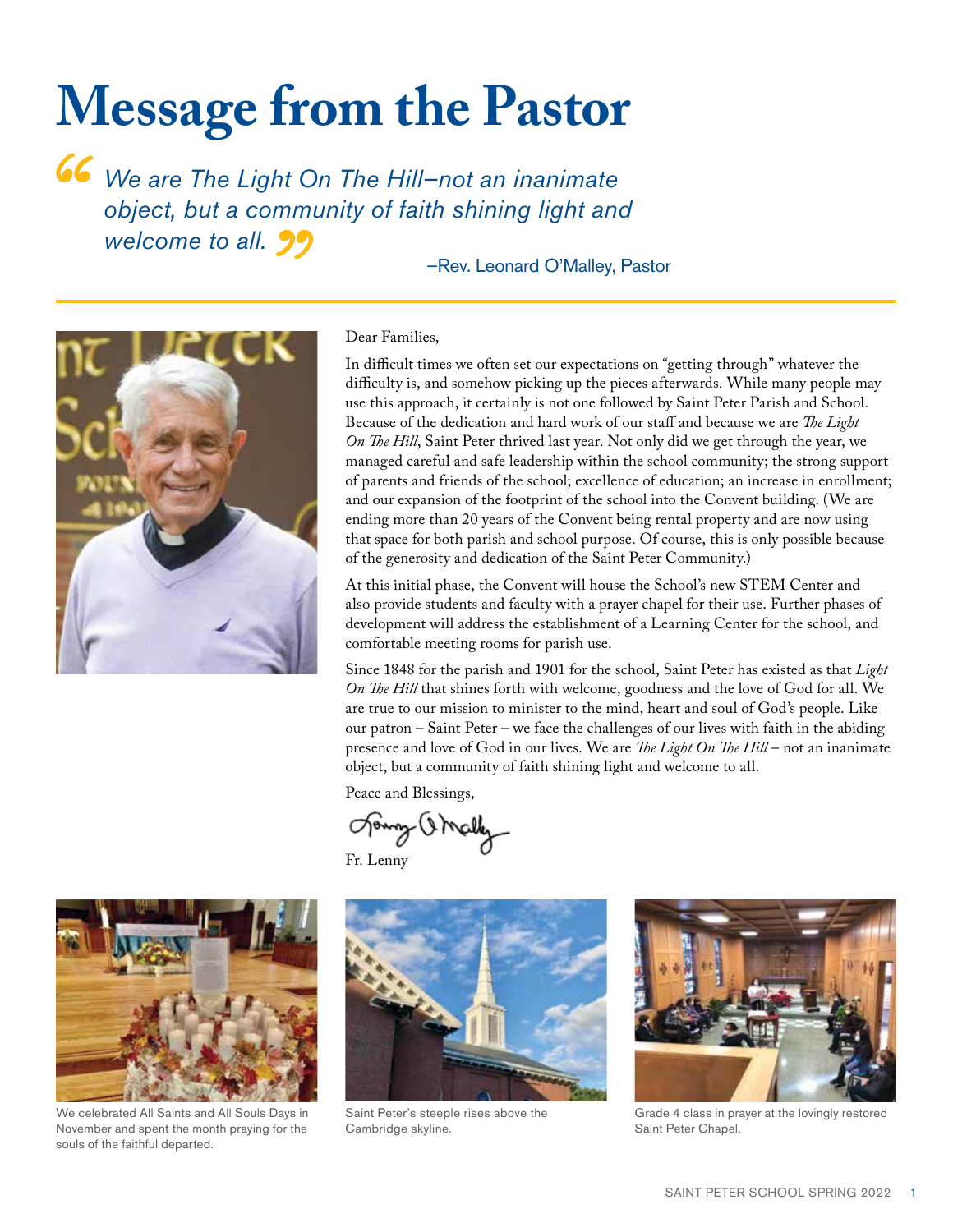# Message from the Pastor

> *We are The Light On The Hill–not an inanimate object, but a community of faith shining light and welcome to all.*
>
> –Rev. Leonard O'Malley, Pastor

Dear Families,

In difficult times we often set our expectations on "getting through" whatever the difficulty is, and somehow picking up the pieces afterwards. While many people may use this approach, it certainly is not one followed by Saint Peter Parish and School. Because of the dedication and hard work of our staff and because we are *The Light On The Hill*, Saint Peter thrived last year. Not only did we get through the year, we managed careful and safe leadership within the school community; the strong support of parents and friends of the school; excellence of education; an increase in enrollment; and our expansion of the footprint of the school into the Convent building. (We are ending more than 20 years of the Convent being rental property and are now using that space for both parish and school purpose. Of course, this is only possible because of the generosity and dedication of the Saint Peter Community.)

At this initial phase, the Convent will house the School's new STEM Center and also provide students and faculty with a prayer chapel for their use. Further phases of development will address the establishment of a Learning Center for the school, and comfortable meeting rooms for parish use.

Since 1848 for the parish and 1901 for the school, Saint Peter has existed as that *Light On The Hill* that shines forth with welcome, goodness and the love of God for all. We are true to our mission to minister to the mind, heart and soul of God's people. Like our patron – Saint Peter – we face the challenges of our lives with faith in the abiding presence and love of God in our lives. We are *The Light On The Hill* – not an inanimate object, but a community of faith shining light and welcome to all.

Peace and Blessings,

Fr. Lenny

We celebrated All Saints and All Souls Days in November and spent the month praying for the souls of the faithful departed.

Saint Peter's steeple rises above the Cambridge skyline.

Grade 4 class in prayer at the lovingly restored Saint Peter Chapel.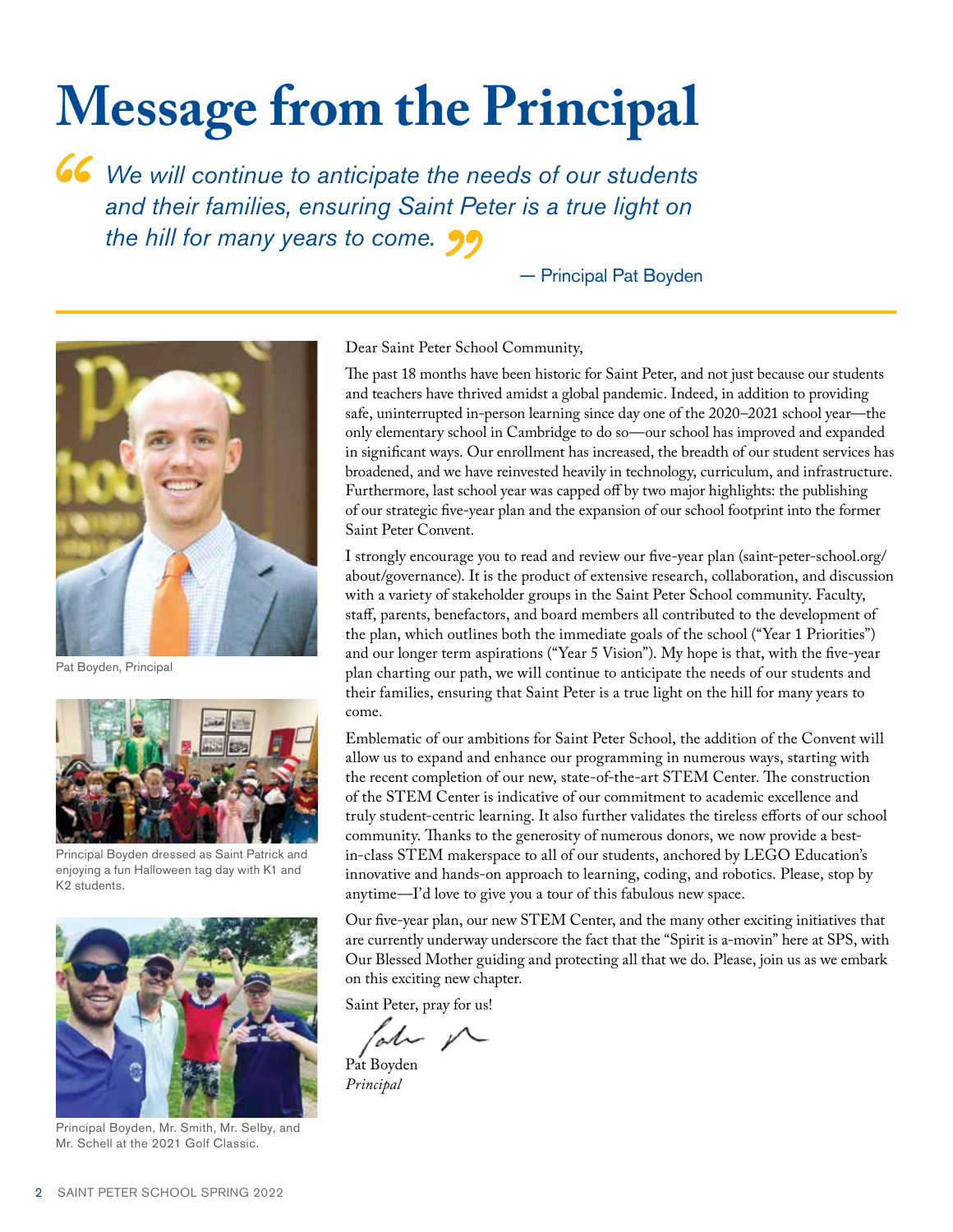# Message from the Principal

> *We will continue to anticipate the needs of our students and their families, ensuring Saint Peter is a true light on the hill for many years to come.*
>
> — Principal Pat Boyden

Pat Boyden, Principal

Principal Boyden dressed as Saint Patrick and enjoying a fun Halloween tag day with K1 and K2 students.

Principal Boyden, Mr. Smith, Mr. Selby, and Mr. Schell at the 2021 Golf Classic.

Dear Saint Peter School Community,

The past 18 months have been historic for Saint Peter, and not just because our students and teachers have thrived amidst a global pandemic. Indeed, in addition to providing safe, uninterrupted in-person learning since day one of the 2020–2021 school year—the only elementary school in Cambridge to do so—our school has improved and expanded in significant ways. Our enrollment has increased, the breadth of our student services has broadened, and we have reinvested heavily in technology, curriculum, and infrastructure. Furthermore, last school year was capped off by two major highlights: the publishing of our strategic five-year plan and the expansion of our school footprint into the former Saint Peter Convent.

I strongly encourage you to read and review our five-year plan (saint-peter-school.org/about/governance). It is the product of extensive research, collaboration, and discussion with a variety of stakeholder groups in the Saint Peter School community. Faculty, staff, parents, benefactors, and board members all contributed to the development of the plan, which outlines both the immediate goals of the school ("Year 1 Priorities") and our longer term aspirations ("Year 5 Vision"). My hope is that, with the five-year plan charting our path, we will continue to anticipate the needs of our students and their families, ensuring that Saint Peter is a true light on the hill for many years to come.

Emblematic of our ambitions for Saint Peter School, the addition of the Convent will allow us to expand and enhance our programming in numerous ways, starting with the recent completion of our new, state-of-the-art STEM Center. The construction of the STEM Center is indicative of our commitment to academic excellence and truly student-centric learning. It also further validates the tireless efforts of our school community. Thanks to the generosity of numerous donors, we now provide a best-in-class STEM makerspace to all of our students, anchored by LEGO Education's innovative and hands-on approach to learning, coding, and robotics. Please, stop by anytime—I'd love to give you a tour of this fabulous new space.

Our five-year plan, our new STEM Center, and the many other exciting initiatives that are currently underway underscore the fact that the "Spirit is a-movin" here at SPS, with Our Blessed Mother guiding and protecting all that we do. Please, join us as we embark on this exciting new chapter.

Saint Peter, pray for us!

Pat Boyden
*Principal*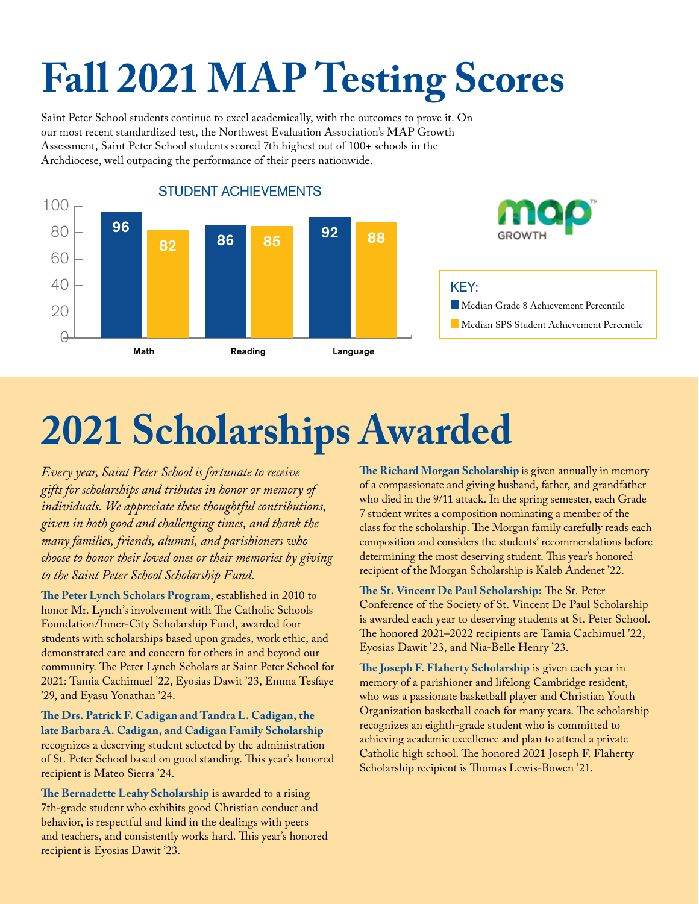# Fall 2021 MAP Testing Scores

Saint Peter School students continue to excel academically, with the outcomes to prove it. On our most recent standardized test, the Northwest Evaluation Association's MAP Growth Assessment, Saint Peter School students scored 7th highest out of 100+ schools in the Archdiocese, well outpacing the performance of their peers nationwide.

**STUDENT ACHIEVEMENTS**

| | Math | Reading | Language |
|---|---|---|---|
| Median Grade 8 Achievement Percentile | 96 | 86 | 92 |
| Median SPS Student Achievement Percentile | 82 | 85 | 88 |

KEY:
- Median Grade 8 Achievement Percentile
- Median SPS Student Achievement Percentile

# 2021 Scholarships Awarded

*Every year, Saint Peter School is fortunate to receive gifts for scholarships and tributes in honor or memory of individuals. We appreciate these thoughtful contributions, given in both good and challenging times, and thank the many families, friends, alumni, and parishioners who choose to honor their loved ones or their memories by giving to the Saint Peter School Scholarship Fund.*

**The Peter Lynch Scholars Program**, established in 2010 to honor Mr. Lynch's involvement with The Catholic Schools Foundation/Inner-City Scholarship Fund, awarded four students with scholarships based upon grades, work ethic, and demonstrated care and concern for others in and beyond our community. The Peter Lynch Scholars at Saint Peter School for 2021: Tamia Cachimuel '22, Eyosias Dawit '23, Emma Tesfaye '29, and Eyasu Yonathan '24.

**The Drs. Patrick F. Cadigan and Tandra L. Cadigan, the late Barbara A. Cadigan, and Cadigan Family Scholarship** recognizes a deserving student selected by the administration of St. Peter School based on good standing. This year's honored recipient is Mateo Sierra '24.

**The Bernadette Leahy Scholarship** is awarded to a rising 7th-grade student who exhibits good Christian conduct and behavior, is respectful and kind in the dealings with peers and teachers, and consistently works hard. This year's honored recipient is Eyosias Dawit '23.

**The Richard Morgan Scholarship** is given annually in memory of a compassionate and giving husband, father, and grandfather who died in the 9/11 attack. In the spring semester, each Grade 7 student writes a composition nominating a member of the class for the scholarship. The Morgan family carefully reads each composition and considers the students' recommendations before determining the most deserving student. This year's honored recipient of the Morgan Scholarship is Kaleb Andenet '22.

**The St. Vincent De Paul Scholarship:** The St. Peter Conference of the Society of St. Vincent De Paul Scholarship is awarded each year to deserving students at St. Peter School. The honored 2021–2022 recipients are Tamia Cachimuel '22, Eyosias Dawit '23, and Nia-Belle Henry '23.

**The Joseph F. Flaherty Scholarship** is given each year in memory of a parishioner and lifelong Cambridge resident, who was a passionate basketball player and Christian Youth Organization basketball coach for many years. The scholarship recognizes an eighth-grade student who is committed to achieving academic excellence and plan to attend a private Catholic high school. The honored 2021 Joseph F. Flaherty Scholarship recipient is Thomas Lewis-Bowen '21.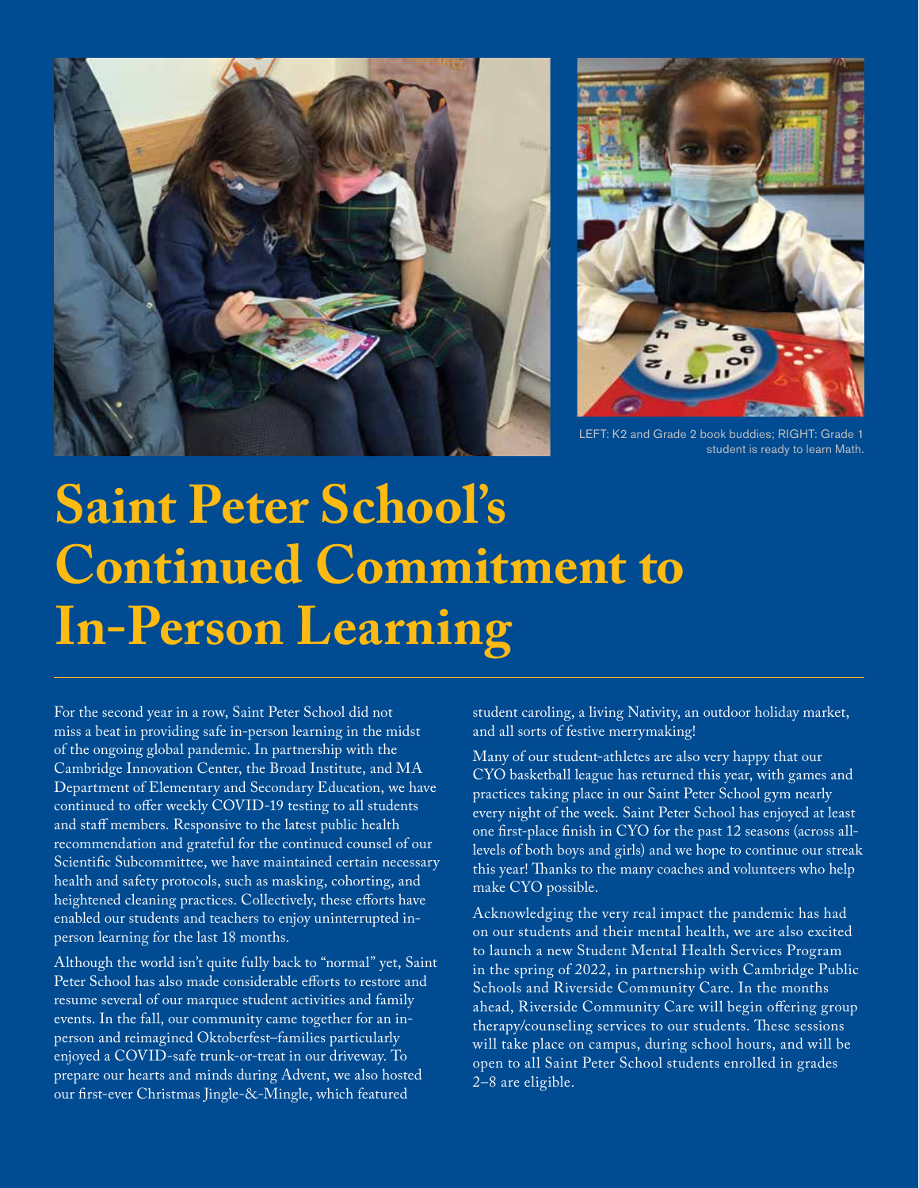LEFT: K2 and Grade 2 book buddies; RIGHT: Grade 1 student is ready to learn Math.

# Saint Peter School's Continued Commitment to In-Person Learning

For the second year in a row, Saint Peter School did not miss a beat in providing safe in-person learning in the midst of the ongoing global pandemic. In partnership with the Cambridge Innovation Center, the Broad Institute, and MA Department of Elementary and Secondary Education, we have continued to offer weekly COVID-19 testing to all students and staff members. Responsive to the latest public health recommendation and grateful for the continued counsel of our Scientific Subcommittee, we have maintained certain necessary health and safety protocols, such as masking, cohorting, and heightened cleaning practices. Collectively, these efforts have enabled our students and teachers to enjoy uninterrupted in-person learning for the last 18 months.

Although the world isn't quite fully back to "normal" yet, Saint Peter School has also made considerable efforts to restore and resume several of our marquee student activities and family events. In the fall, our community came together for an in-person and reimagined Oktoberfest–families particularly enjoyed a COVID-safe trunk-or-treat in our driveway. To prepare our hearts and minds during Advent, we also hosted our first-ever Christmas Jingle-&-Mingle, which featured student caroling, a living Nativity, an outdoor holiday market, and all sorts of festive merrymaking!

Many of our student-athletes are also very happy that our CYO basketball league has returned this year, with games and practices taking place in our Saint Peter School gym nearly every night of the week. Saint Peter School has enjoyed at least one first-place finish in CYO for the past 12 seasons (across all-levels of both boys and girls) and we hope to continue our streak this year! Thanks to the many coaches and volunteers who help make CYO possible.

Acknowledging the very real impact the pandemic has had on our students and their mental health, we are also excited to launch a new Student Mental Health Services Program in the spring of 2022, in partnership with Cambridge Public Schools and Riverside Community Care. In the months ahead, Riverside Community Care will begin offering group therapy/counseling services to our students. These sessions will take place on campus, during school hours, and will be open to all Saint Peter School students enrolled in grades 2–8 are eligible.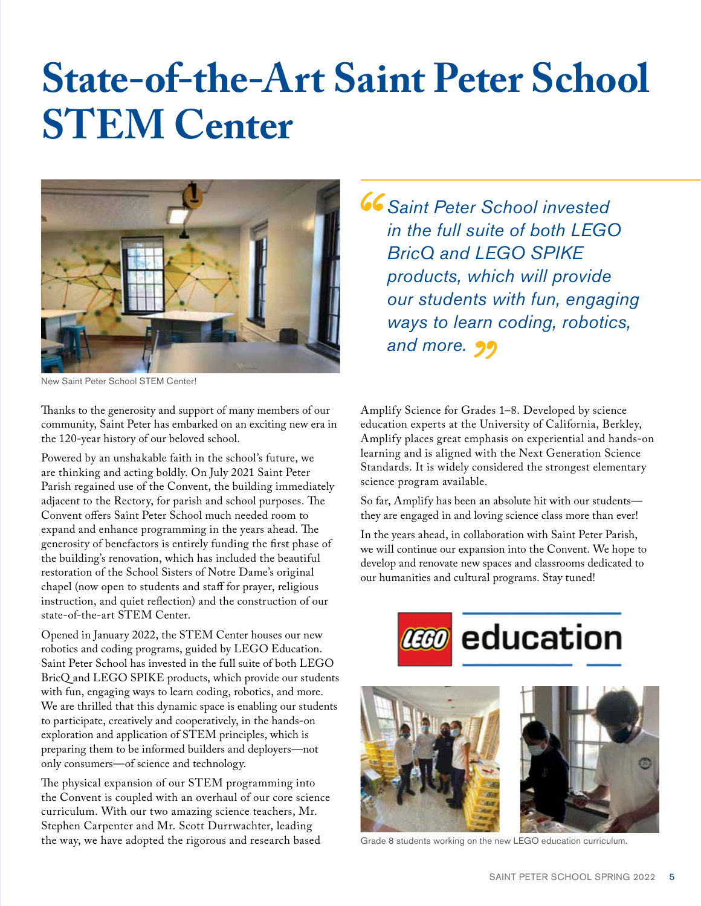# State-of-the-Art Saint Peter School STEM Center

New Saint Peter School STEM Center!

> *"Saint Peter School invested in the full suite of both LEGO BricQ and LEGO SPIKE products, which will provide our students with fun, engaging ways to learn coding, robotics, and more."*

Thanks to the generosity and support of many members of our community, Saint Peter has embarked on an exciting new era in the 120-year history of our beloved school.

Powered by an unshakable faith in the school's future, we are thinking and acting boldly. On July 2021 Saint Peter Parish regained use of the Convent, the building immediately adjacent to the Rectory, for parish and school purposes. The Convent offers Saint Peter School much needed room to expand and enhance programming in the years ahead. The generosity of benefactors is entirely funding the first phase of the building's renovation, which has included the beautiful restoration of the School Sisters of Notre Dame's original chapel (now open to students and staff for prayer, religious instruction, and quiet reflection) and the construction of our state-of-the-art STEM Center.

Opened in January 2022, the STEM Center houses our new robotics and coding programs, guided by LEGO Education. Saint Peter School has invested in the full suite of both LEGO BricQ and LEGO SPIKE products, which provide our students with fun, engaging ways to learn coding, robotics, and more. We are thrilled that this dynamic space is enabling our students to participate, creatively and cooperatively, in the hands-on exploration and application of STEM principles, which is preparing them to be informed builders and deployers—not only consumers—of science and technology.

The physical expansion of our STEM programming into the Convent is coupled with an overhaul of our core science curriculum. With our two amazing science teachers, Mr. Stephen Carpenter and Mr. Scott Durrwachter, leading the way, we have adopted the rigorous and research based Amplify Science for Grades 1–8. Developed by science education experts at the University of California, Berkley, Amplify places great emphasis on experiential and hands-on learning and is aligned with the Next Generation Science Standards. It is widely considered the strongest elementary science program available.

So far, Amplify has been an absolute hit with our students—they are engaged in and loving science class more than ever!

In the years ahead, in collaboration with Saint Peter Parish, we will continue our expansion into the Convent. We hope to develop and renovate new spaces and classrooms dedicated to our humanities and cultural programs. Stay tuned!

LEGO education

Grade 8 students working on the new LEGO education curriculum.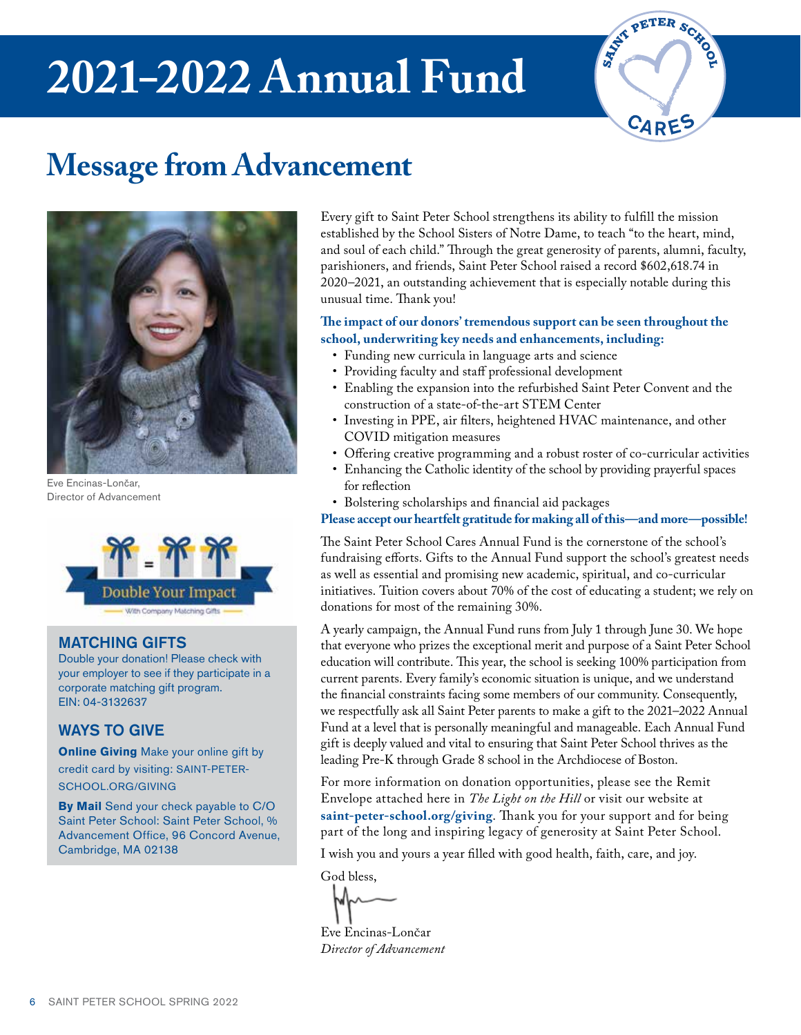# 2021–2022 Annual Fund

## Message from Advancement

Eve Encinas-Lončar,
Director of Advancement

Double Your Impact
With Company Matching Gifts

### MATCHING GIFTS

Double your donation! Please check with your employer to see if they participate in a corporate matching gift program.
EIN: 04-3132637

### WAYS TO GIVE

**Online Giving** Make your online gift by credit card by visiting: SAINT-PETER-SCHOOL.ORG/GIVING

**By Mail** Send your check payable to C/O Saint Peter School: Saint Peter School, % Advancement Office, 96 Concord Avenue, Cambridge, MA 02138

Every gift to Saint Peter School strengthens its ability to fulfill the mission established by the School Sisters of Notre Dame, to teach "to the heart, mind, and soul of each child." Through the great generosity of parents, alumni, faculty, parishioners, and friends, Saint Peter School raised a record $602,618.74 in 2020–2021, an outstanding achievement that is especially notable during this unusual time. Thank you!

**The impact of our donors' tremendous support can be seen throughout the school, underwriting key needs and enhancements, including:**

- Funding new curricula in language arts and science
- Providing faculty and staff professional development
- Enabling the expansion into the refurbished Saint Peter Convent and the construction of a state-of-the-art STEM Center
- Investing in PPE, air filters, heightened HVAC maintenance, and other COVID mitigation measures
- Offering creative programming and a robust roster of co-curricular activities
- Enhancing the Catholic identity of the school by providing prayerful spaces for reflection
- Bolstering scholarships and financial aid packages

**Please accept our heartfelt gratitude for making all of this—and more—possible!**

The Saint Peter School Cares Annual Fund is the cornerstone of the school's fundraising efforts. Gifts to the Annual Fund support the school's greatest needs as well as essential and promising new academic, spiritual, and co-curricular initiatives. Tuition covers about 70% of the cost of educating a student; we rely on donations for most of the remaining 30%.

A yearly campaign, the Annual Fund runs from July 1 through June 30. We hope that everyone who prizes the exceptional merit and purpose of a Saint Peter School education will contribute. This year, the school is seeking 100% participation from current parents. Every family's economic situation is unique, and we understand the financial constraints facing some members of our community. Consequently, we respectfully ask all Saint Peter parents to make a gift to the 2021–2022 Annual Fund at a level that is personally meaningful and manageable. Each Annual Fund gift is deeply valued and vital to ensuring that Saint Peter School thrives as the leading Pre-K through Grade 8 school in the Archdiocese of Boston.

For more information on donation opportunities, please see the Remit Envelope attached here in *The Light on the Hill* or visit our website at **saint-peter-school.org/giving**. Thank you for your support and for being part of the long and inspiring legacy of generosity at Saint Peter School.

I wish you and yours a year filled with good health, faith, care, and joy.

God bless,

Eve Encinas-Lončar
*Director of Advancement*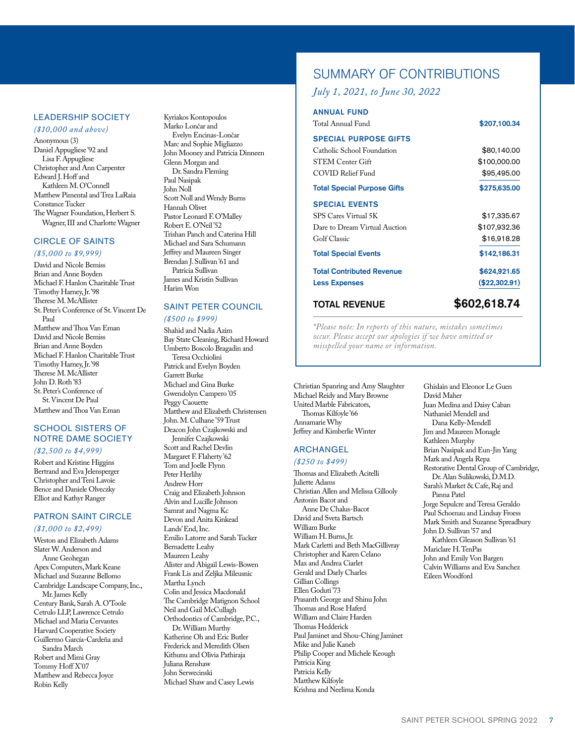## LEADERSHIP SOCIETY

*($10,000 and above)*

Anonymous (3)
Daniel Appugliese '92 and Lisa F. Appugliese
Christopher and Ann Carpenter
Edward J. Hoff and Kathleen M. O'Connell
Matthew Pimental and Trea LaRaia
Constance Tucker
The Wagner Foundation, Herbert S. Wagner, III and Charlotte Wagner

## CIRCLE OF SAINTS

*($5,000 to $9,999)*

David and Nicole Bemiss
Brian and Anne Boyden
Michael F. Hanlon Charitable Trust
Timothy Harney, Jr. '98
Therese M. McAllister
St. Peter's Conference of St. Vincent De Paul
Matthew and Thoa Van Eman
David and Nicole Bemiss
Brian and Anne Boyden
Michael F. Hanlon Charitable Trust
Timothy Harney, Jr. '98
Therese M. McAllister
John D. Roth '83
St. Peter's Conference of St. Vincent De Paul
Matthew and Thoa Van Eman

## SCHOOL SISTERS OF NOTRE DAME SOCIETY

*($2,500 to $4,999)*

Robert and Kristine Higgins
Bertrand and Eva Jelensperger
Christopher and Teni Lavoie
Bence and Daniele Olveczky
Elliot and Kathyr Ranger

## PATRON SAINT CIRCLE

*($1,000 to $2,499)*

Weston and Elizabeth Adams
Slater W. Anderson and Anne Geohegan
Apex Computers, Mark Keane
Michael and Suzanne Bellomo
Cambridge Landscape Company, Inc., Mr. James Kelly
Century Bank, Sarah A. O'Toole
Cetrulo LLP, Lawrence Cetrulo
Michael and Maria Cervantes
Harvard Cooperative Society
Guillermo García-Cardeña and Sandra March
Robert and Mimi Gray
Tommy Hoff X'07
Matthew and Rebecca Joyce
Robin Kelly
Kyriakos Kontopoulos
Marko Lončar and Evelyn Encinas-Lončar
Marc and Sophie Migliazzo
John Mooney and Patricia Dinneen
Glenn Morgan and Dr. Sandra Fleming
Paul Nasipak
John Noll
Scott Noll and Wendy Burns
Hannah Olivet
Pastor Leonard F. O'Malley
Robert E. O'Neil '52
Trishan Panch and Caterina Hill
Michael and Sara Schumann
Jeffrey and Maureen Singer
Brendan J. Sullivan '61 and Patricia Sullivan
James and Kristin Sullivan
Harim Won

## SAINT PETER COUNCIL

*($500 to $999)*

Shahid and Nadia Azim
Bay State Cleaning, Richard Howard
Umberto Boscolo Bragadin and Teresa Occhiolini
Patrick and Evelyn Boyden
Garrett Burke
Michael and Gina Burke
Gwendolyn Campero '05
Peggy Caouette
Matthew and Elizabeth Christensen
John. M. Culhane '59 Trust
Deacon John Czajkowski and Jennifer Czajkowski
Scott and Rachel Devlin
Margaret F. Flaherty '62
Tom and Joelle Flynn
Peter Herlihy
Andrew Horr
Craig and Elizabeth Johnson
Alvin and Lucille Johnson
Samrat and Nagma Kc
Devon and Anita Kinkead
Lands' End, Inc.
Emilio Latorre and Sarah Tucker
Bernadette Leahy
Maureen Leahy
Alister and Abigail Lewis-Bowen
Frank Lis and Zeljka Mileusnic
Martha Lynch
Colin and Jessica Macdonald
The Cambridge Matignon School
Neil and Gail McCullagh
Orthodontics of Cambridge, P.C., Dr. William Murthy
Katherine Oh and Eric Butler
Frederick and Meredith Olsen
Kithunu and Olivia Pathiraja
Juliana Renshaw
John Serwecinski
Michael Shaw and Casey Lewis
Christian Spanring and Amy Slaughter
Michael Reidy and Mary Browne
United Marble Fabricators, Thomas Kilfoyle '66
Annamarie Why
Jeffrey and Kimberlie Winter

## ARCHANGEL

*($250 to $499)*

Thomas and Elizabeth Acitelli
Juliette Adams
Christian Allen and Melissa Gillooly
Antonin Bacot and Anne De Chalus-Bacot
David and Sveta Bartsch
William Burke
William H. Burns, Jr.
Mark Carletti and Beth MacGillivray
Christopher and Karen Celano
Max and Andrea Ciarlet
Gerald and Darly Charles
Gillian Collings
Ellen Goduti '73
Prasanth George and Shinu John
Thomas and Rose Haferd
William and Claire Harden
Thomas Hedderick
Paul Jaminet and Shou-Ching Jaminet
Mike and Julie Kaneb
Philip Cooper and Michele Keough
Patricia King
Patricia Kelly
Matthew Kilfoyle
Krishna and Neelima Konda
Ghislain and Eleonor Le Guen
David Maher
Juan Medina and Daisy Caban
Nathaniel Mendell and Dana Kelly-Mendell
Jim and Maureen Monagle
Kathleen Murphy
Brian Nasipak and Eun-Jin Yang
Mark and Angela Repa
Restorative Dental Group of Cambridge, Dr. Alan Sulikowski, D.M.D.
Sarah's Market & Cafe, Raj and Panna Patel
Jorge Sepulcre and Teresa Geraldo
Paul Schoenau and Lindsay Froess
Mark Smith and Suzanne Spreadbury
John D. Sullivan '57 and Kathleen Gleason Sullivan '61
Mariclare H. TenPas
John and Emily Von Bargen
Calvin Williams and Eva Sanchez
Eileen Woodford

## SUMMARY OF CONTRIBUTIONS

*July 1, 2021, to June 30, 2022*

| | |
|---|---|
| **ANNUAL FUND** | |
| Total Annual Fund | **$207,100.34** |
| **SPECIAL PURPOSE GIFTS** | |
| Catholic School Foundation | $80,140.00 |
| STEM Center Gift | $100,000.00 |
| COVID Relief Fund | $95,495.00 |
| **Total Special Purpose Gifts** | **$275,635.00** |
| **SPECIAL EVENTS** | |
| SPS Cares Virtual 5K | $17,335.67 |
| Dare to Dream Virtual Auction | $107,932.36 |
| Golf Classic | $16,918.28 |
| **Total Special Events** | **$142,186.31** |
| **Total Contributed Revenue** | **$624,921.65** |
| **Less Expenses** | **($22,302.91)** |
| **TOTAL REVENUE** | **$602,618.74** |

*\*Please note: In reports of this nature, mistakes sometimes occur. Please accept our apologies if we have omitted or misspelled your name or information.*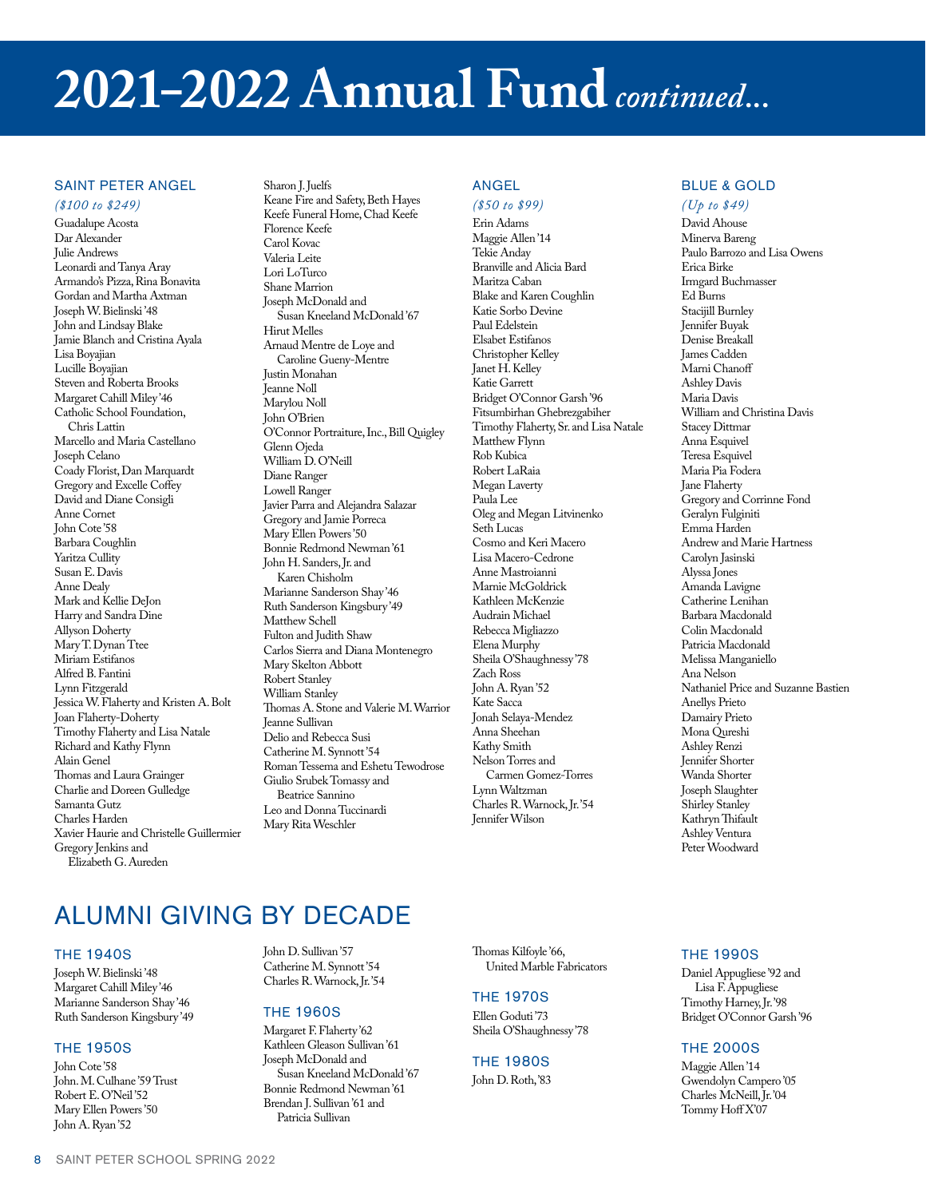# 2021–2022 Annual Fund *continued...*

### SAINT PETER ANGEL

*($100 to $249)*

Guadalupe Acosta
Dar Alexander
Julie Andrews
Leonardi and Tanya Aray
Armando's Pizza, Rina Bonavita
Gordan and Martha Axtman
Joseph W. Bielinski '48
John and Lindsay Blake
Jamie Blanch and Cristina Ayala
Lisa Boyajian
Lucille Boyajian
Steven and Roberta Brooks
Margaret Cahill Miley '46
Catholic School Foundation, Chris Lattin
Marcello and Maria Castellano
Joseph Celano
Coady Florist, Dan Marquardt
Gregory and Excelle Coffey
David and Diane Consigli
Anne Cornet
John Cote '58
Barbara Coughlin
Yaritza Cullity
Susan E. Davis
Anne Dealy
Mark and Kellie DeJon
Harry and Sandra Dine
Allyson Doherty
Mary T. Dynan Ttee
Miriam Estifanos
Alfred B. Fantini
Lynn Fitzgerald
Jessica W. Flaherty and Kristen A. Bolt
Joan Flaherty-Doherty
Timothy Flaherty and Lisa Natale
Richard and Kathy Flynn
Alain Genel
Thomas and Laura Grainger
Charlie and Doreen Gulledge
Samanta Gutz
Charles Harden
Xavier Haurie and Christelle Guillermier
Gregory Jenkins and Elizabeth G. Aureden
Sharon J. Juelfs
Keane Fire and Safety, Beth Hayes
Keefe Funeral Home, Chad Keefe
Florence Keefe
Carol Kovac
Valeria Leite
Lori LoTurco
Shane Marrion
Joseph McDonald and Susan Kneeland McDonald '67
Hirut Melles
Arnaud Mentre de Loye and Caroline Gueny-Mentre
Justin Monahan
Jeanne Noll
Marylou Noll
John O'Brien
O'Connor Portraiture, Inc., Bill Quigley
Glenn Ojeda
William D. O'Neill
Diane Ranger
Lowell Ranger
Javier Parra and Alejandra Salazar
Gregory and Jamie Porreca
Mary Ellen Powers '50
Bonnie Redmond Newman '61
John H. Sanders, Jr. and Karen Chisholm
Marianne Sanderson Shay '46
Ruth Sanderson Kingsbury '49
Matthew Schell
Fulton and Judith Shaw
Carlos Sierra and Diana Montenegro
Mary Skelton Abbott
Robert Stanley
William Stanley
Thomas A. Stone and Valerie M. Warrior
Jeanne Sullivan
Delio and Rebecca Susi
Catherine M. Synnott '54
Roman Tessema and Eshetu Tewodrose
Giulio Srubek Tomassy and Beatrice Sannino
Leo and Donna Tuccinardi
Mary Rita Weschler

### ANGEL

*($50 to $99)*

Erin Adams
Maggie Allen '14
Tekie Anday
Branville and Alicia Bard
Maritza Caban
Blake and Karen Coughlin
Katie Sorbo Devine
Paul Edelstein
Elsabet Estifanos
Christopher Kelley
Janet H. Kelley
Katie Garrett
Bridget O'Connor Garsh '96
Fitsumbirhan Ghebrezgabiher
Timothy Flaherty, Sr. and Lisa Natale
Matthew Flynn
Rob Kubica
Robert LaRaia
Megan Laverty
Paula Lee
Oleg and Megan Litvinenko
Seth Lucas
Cosmo and Keri Macero
Lisa Macero-Cedrone
Anne Mastroianni
Marnie McGoldrick
Kathleen McKenzie
Audrain Michael
Rebecca Migliazzo
Elena Murphy
Sheila O'Shaughnessy '78
Zach Ross
John A. Ryan '52
Kate Sacca
Jonah Selaya-Mendez
Anna Sheehan
Kathy Smith
Nelson Torres and Carmen Gomez-Torres
Lynn Waltzman
Charles R. Warnock, Jr. '54
Jennifer Wilson

### BLUE & GOLD

*(Up to $49)*

David Ahouse
Minerva Bareng
Paulo Barrozo and Lisa Owens
Erica Birke
Irmgard Buchmasser
Ed Burns
Stacijill Burnley
Jennifer Buyak
Denise Breakall
James Cadden
Marni Chanoff
Ashley Davis
Maria Davis
William and Christina Davis
Stacey Dittmar
Anna Esquivel
Teresa Esquivel
Maria Pia Fodera
Jane Flaherty
Gregory and Corrinne Fond
Geralyn Fulginiti
Emma Harden
Andrew and Marie Hartness
Carolyn Jasinski
Alyssa Jones
Amanda Lavigne
Catherine Lenihan
Barbara Macdonald
Colin Macdonald
Patricia Macdonald
Melissa Manganiello
Ana Nelson
Nathaniel Price and Suzanne Bastien
Anellys Prieto
Damairy Prieto
Mona Qureshi
Ashley Renzi
Jennifer Shorter
Wanda Shorter
Joseph Slaughter
Shirley Stanley
Kathryn Thifault
Ashley Ventura
Peter Woodward

## ALUMNI GIVING BY DECADE

### THE 1940S

Joseph W. Bielinski '48
Margaret Cahill Miley '46
Marianne Sanderson Shay '46
Ruth Sanderson Kingsbury '49

### THE 1950S

John Cote '58
John. M. Culhane '59 Trust
Robert E. O'Neil '52
Mary Ellen Powers '50
John A. Ryan '52
John D. Sullivan '57
Catherine M. Synnott '54
Charles R. Warnock, Jr. '54

### THE 1960S

Margaret F. Flaherty '62
Kathleen Gleason Sullivan '61
Joseph McDonald and Susan Kneeland McDonald '67
Bonnie Redmond Newman '61
Brendan J. Sullivan '61 and Patricia Sullivan
Thomas Kilfoyle '66, United Marble Fabricators

### THE 1970S

Ellen Goduti '73
Sheila O'Shaughnessy '78

### THE 1980S

John D. Roth, '83

### THE 1990S

Daniel Appugliese '92 and Lisa F. Appugliese
Timothy Harney, Jr. '98
Bridget O'Connor Garsh '96

### THE 2000S

Maggie Allen '14
Gwendolyn Campero '05
Charles McNeill, Jr. '04
Tommy Hoff X'07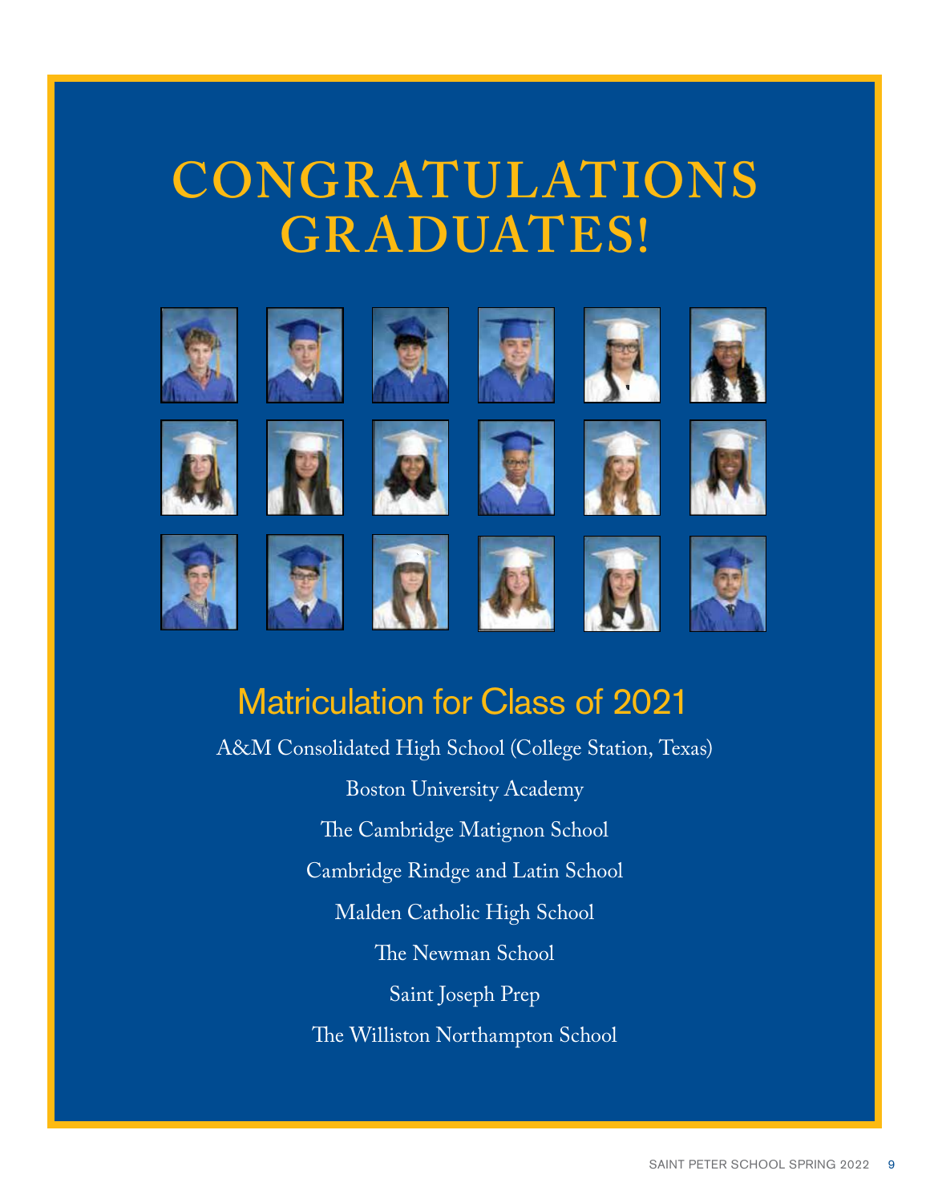# CONGRATULATIONS GRADUATES!

## Matriculation for Class of 2021

A&M Consolidated High School (College Station, Texas)

Boston University Academy

The Cambridge Matignon School

Cambridge Rindge and Latin School

Malden Catholic High School

The Newman School

Saint Joseph Prep

The Williston Northampton School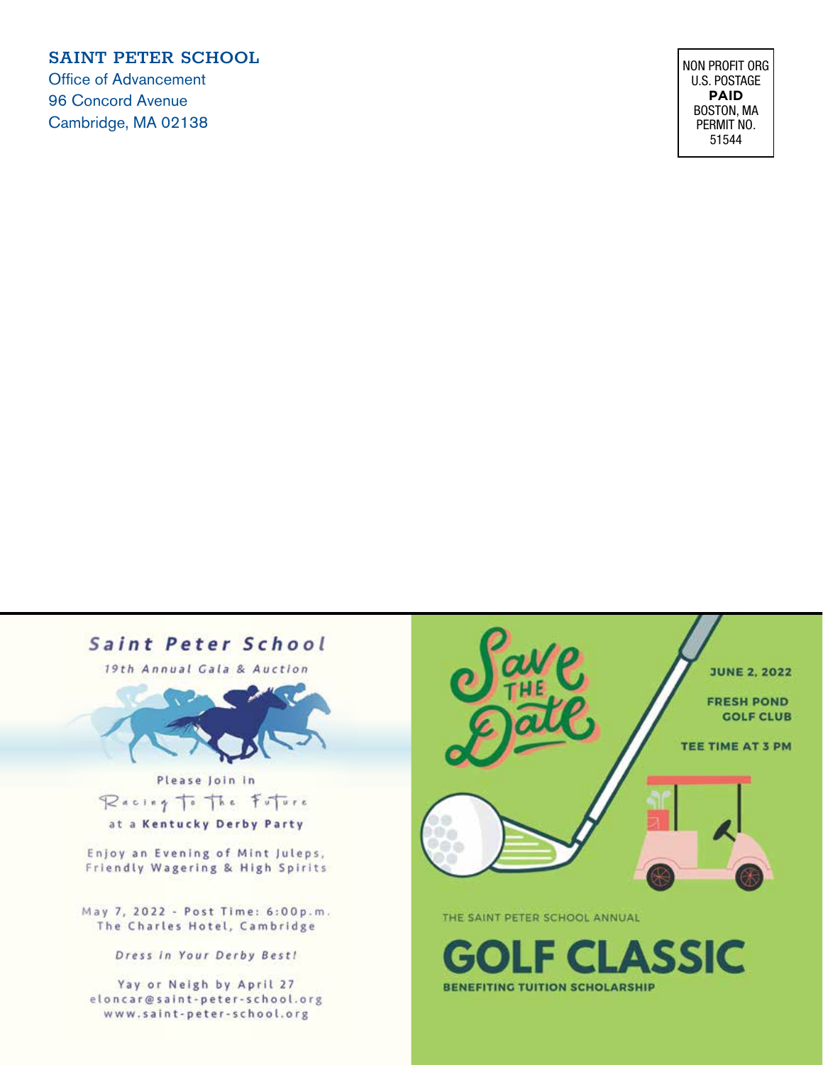**SAINT PETER SCHOOL**
Office of Advancement
96 Concord Avenue
Cambridge, MA 02138

NON PROFIT ORG
U.S. POSTAGE
**PAID**
BOSTON, MA
PERMIT NO.
51544

## Saint Peter School

*19th Annual Gala & Auction*

Please Join in

Racing To The Future

at a **Kentucky Derby Party**

Enjoy an Evening of Mint Juleps,
Friendly Wagering & High Spirits

May 7, 2022 - Post Time: 6:00p.m.
The Charles Hotel, Cambridge

*Dress in Your Derby Best!*

Yay or Neigh by April 27
eloncar@saint-peter-school.org
www.saint-peter-school.org

## Save THE Date

**JUNE 2, 2022**

**FRESH POND GOLF CLUB**

**TEE TIME AT 3 PM**

THE SAINT PETER SCHOOL ANNUAL

# GOLF CLASSIC

**BENEFITING TUITION SCHOLARSHIP**